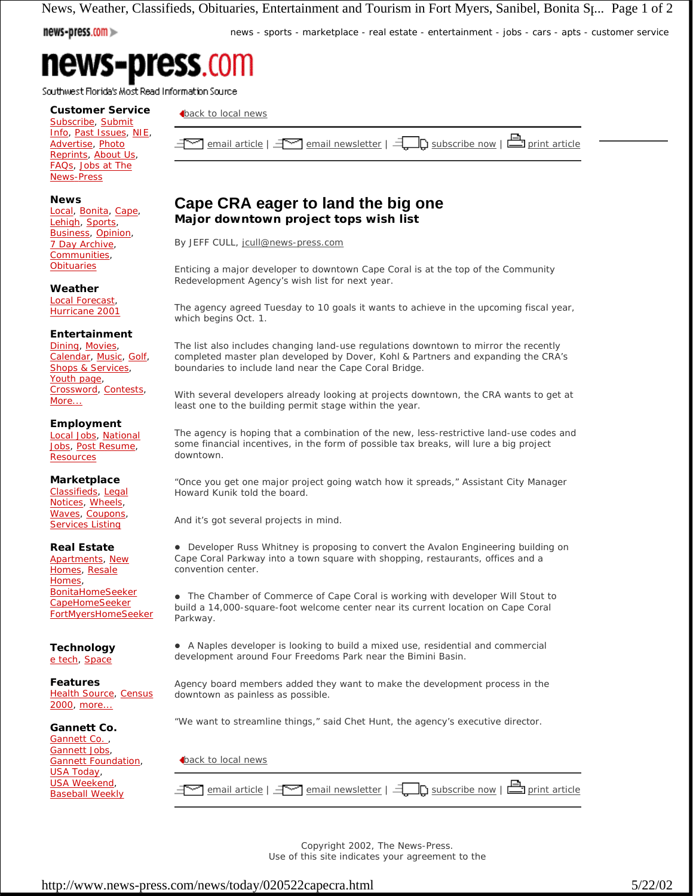# Cape CRA eager to land the big one

## Major downtown project tops wish list

By JEFF CULL, jcull@news-press.com

Enticing a major developer to downtown Cape Coral is at the top of the Community Redevelopment Agency's wish list for next year.

The agency agreed Tuesday to 10 goals it wants to achieve in the upcoming fiscal year, which begins Oct. 1.

The list also includes changing land-use regulations downtown to mirror the recently completed master plan developed by Dover, Kohl & Partners and expanding the CRA's boundaries to include land near the Cape Coral Bridge.

With several developers already looking at projects downtown, the CRA wants to get at least one to the building permit stage within the year.

The agency is hoping that a combination of the new, less-restrictive land-use codes and some financial incentives, in the form of possible tax breaks, will lure a big project downtown.

"Once you get one major project going watch how it spreads," Assistant City Manager Howard Kunik told the board.

And it's got several projects in mind.

- Developer Russ Whitney is proposing to convert the Avalon Engineering building on Cape Coral Parkway into a town square with shopping, restaurants, offices and a convention center.

- The Chamber of Commerce of Cape Coral is working with developer Will Stout to build a 14,000-square-foot welcome center near its current location on Cape Coral Parkway.

- A Naples developer is looking to build a mixed use, residential and commercial development around Four Freedoms Park near the Bimini Basin.

Agency board members added they want to make the development process in the downtown as painless as possible.

"We want to streamline things," said Chet Hunt, the agency's executive director.

Copyright 2002, The News-Press.
Use of this site indicates your agreement to the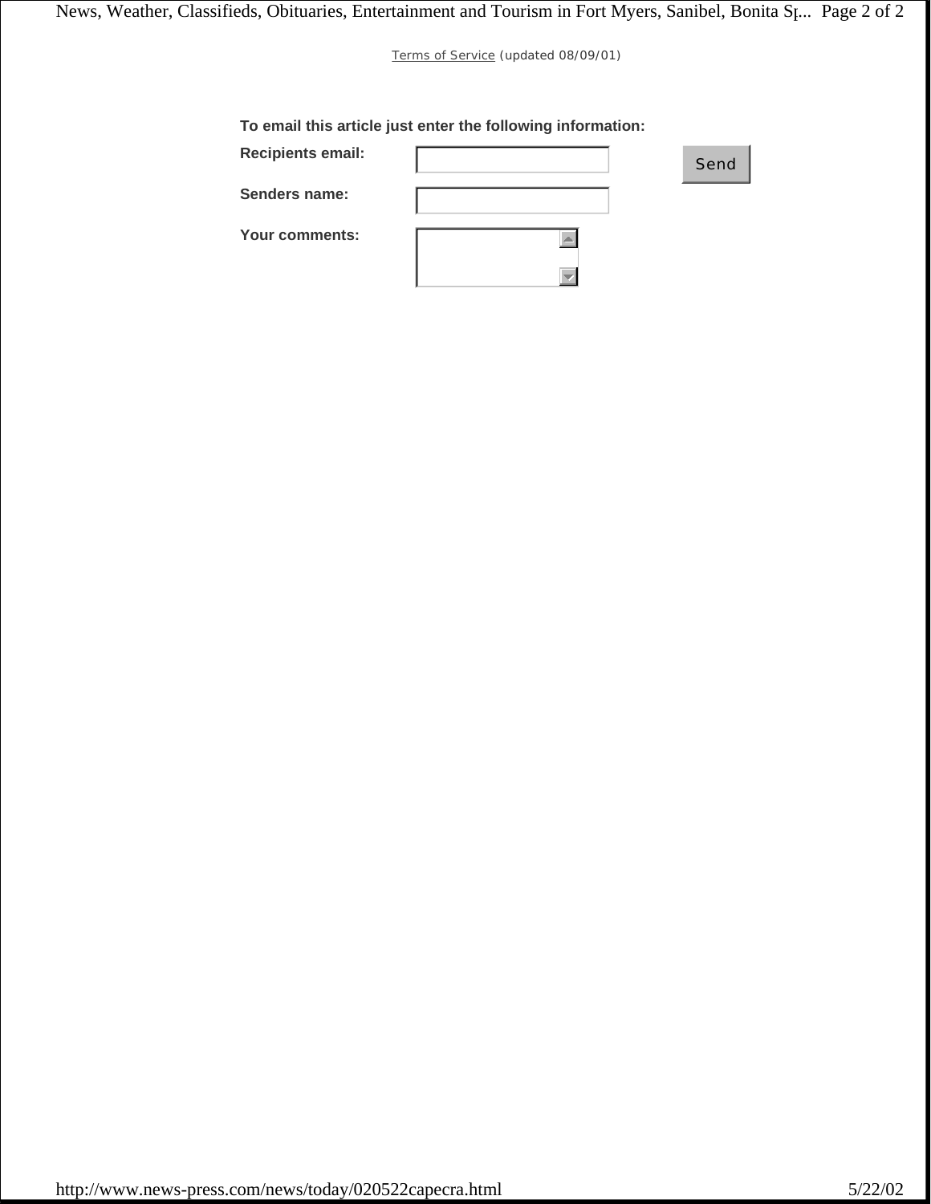Terms of Service (updated 08/09/01)

**To email this article just enter the following information:**

**Recipients email:**

Send

**Senders name:**

**Your comments:**